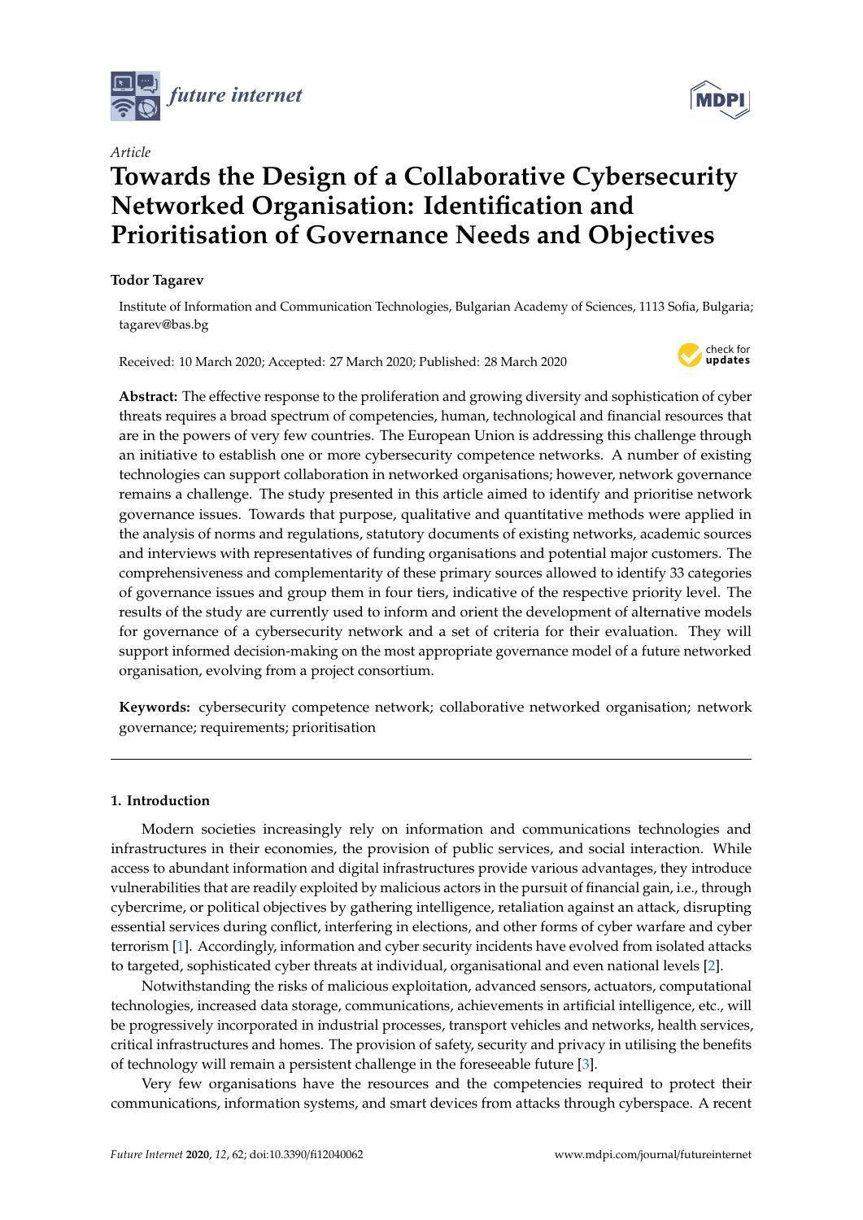*Article*

# Towards the Design of a Collaborative Cybersecurity Networked Organisation: Identification and Prioritisation of Governance Needs and Objectives

**Todor Tagarev**

Institute of Information and Communication Technologies, Bulgarian Academy of Sciences, 1113 Sofia, Bulgaria; tagarev@bas.bg

Received: 10 March 2020; Accepted: 27 March 2020; Published: 28 March 2020

**Abstract:** The effective response to the proliferation and growing diversity and sophistication of cyber threats requires a broad spectrum of competencies, human, technological and financial resources that are in the powers of very few countries. The European Union is addressing this challenge through an initiative to establish one or more cybersecurity competence networks. A number of existing technologies can support collaboration in networked organisations; however, network governance remains a challenge. The study presented in this article aimed to identify and prioritise network governance issues. Towards that purpose, qualitative and quantitative methods were applied in the analysis of norms and regulations, statutory documents of existing networks, academic sources and interviews with representatives of funding organisations and potential major customers. The comprehensiveness and complementarity of these primary sources allowed to identify 33 categories of governance issues and group them in four tiers, indicative of the respective priority level. The results of the study are currently used to inform and orient the development of alternative models for governance of a cybersecurity network and a set of criteria for their evaluation. They will support informed decision-making on the most appropriate governance model of a future networked organisation, evolving from a project consortium.

**Keywords:** cybersecurity competence network; collaborative networked organisation; network governance; requirements; prioritisation

## 1. Introduction

Modern societies increasingly rely on information and communications technologies and infrastructures in their economies, the provision of public services, and social interaction. While access to abundant information and digital infrastructures provide various advantages, they introduce vulnerabilities that are readily exploited by malicious actors in the pursuit of financial gain, i.e., through cybercrime, or political objectives by gathering intelligence, retaliation against an attack, disrupting essential services during conflict, interfering in elections, and other forms of cyber warfare and cyber terrorism [1]. Accordingly, information and cyber security incidents have evolved from isolated attacks to targeted, sophisticated cyber threats at individual, organisational and even national levels [2].

Notwithstanding the risks of malicious exploitation, advanced sensors, actuators, computational technologies, increased data storage, communications, achievements in artificial intelligence, etc., will be progressively incorporated in industrial processes, transport vehicles and networks, health services, critical infrastructures and homes. The provision of safety, security and privacy in utilising the benefits of technology will remain a persistent challenge in the foreseeable future [3].

Very few organisations have the resources and the competencies required to protect their communications, information systems, and smart devices from attacks through cyberspace. A recent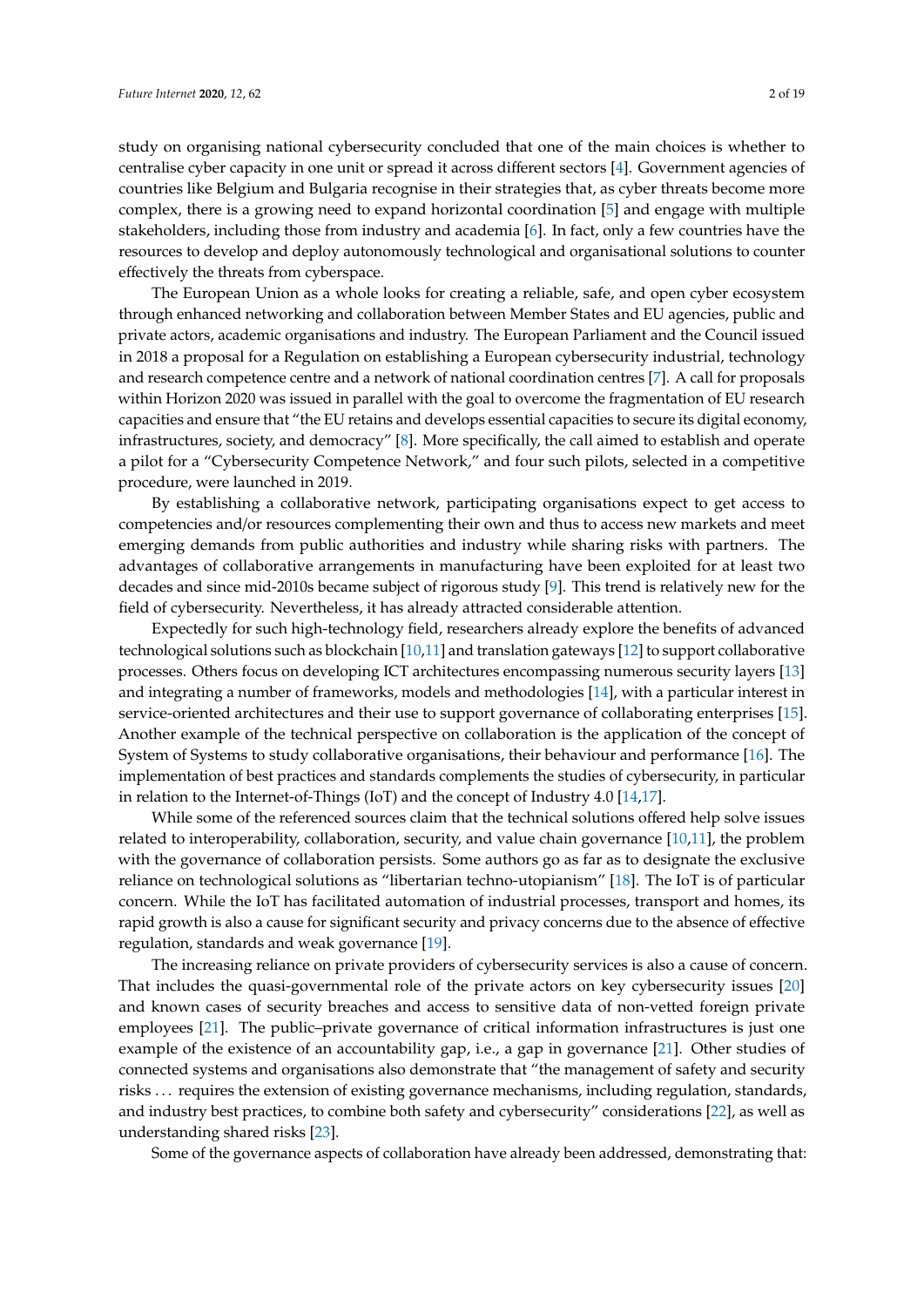study on organising national cybersecurity concluded that one of the main choices is whether to centralise cyber capacity in one unit or spread it across different sectors [4]. Government agencies of countries like Belgium and Bulgaria recognise in their strategies that, as cyber threats become more complex, there is a growing need to expand horizontal coordination [5] and engage with multiple stakeholders, including those from industry and academia [6]. In fact, only a few countries have the resources to develop and deploy autonomously technological and organisational solutions to counter effectively the threats from cyberspace.

The European Union as a whole looks for creating a reliable, safe, and open cyber ecosystem through enhanced networking and collaboration between Member States and EU agencies, public and private actors, academic organisations and industry. The European Parliament and the Council issued in 2018 a proposal for a Regulation on establishing a European cybersecurity industrial, technology and research competence centre and a network of national coordination centres [7]. A call for proposals within Horizon 2020 was issued in parallel with the goal to overcome the fragmentation of EU research capacities and ensure that "the EU retains and develops essential capacities to secure its digital economy, infrastructures, society, and democracy" [8]. More specifically, the call aimed to establish and operate a pilot for a "Cybersecurity Competence Network," and four such pilots, selected in a competitive procedure, were launched in 2019.

By establishing a collaborative network, participating organisations expect to get access to competencies and/or resources complementing their own and thus to access new markets and meet emerging demands from public authorities and industry while sharing risks with partners. The advantages of collaborative arrangements in manufacturing have been exploited for at least two decades and since mid-2010s became subject of rigorous study [9]. This trend is relatively new for the field of cybersecurity. Nevertheless, it has already attracted considerable attention.

Expectedly for such high-technology field, researchers already explore the benefits of advanced technological solutions such as blockchain [10,11] and translation gateways [12] to support collaborative processes. Others focus on developing ICT architectures encompassing numerous security layers [13] and integrating a number of frameworks, models and methodologies [14], with a particular interest in service-oriented architectures and their use to support governance of collaborating enterprises [15]. Another example of the technical perspective on collaboration is the application of the concept of System of Systems to study collaborative organisations, their behaviour and performance [16]. The implementation of best practices and standards complements the studies of cybersecurity, in particular in relation to the Internet-of-Things (IoT) and the concept of Industry 4.0 [14,17].

While some of the referenced sources claim that the technical solutions offered help solve issues related to interoperability, collaboration, security, and value chain governance [10,11], the problem with the governance of collaboration persists. Some authors go as far as to designate the exclusive reliance on technological solutions as "libertarian techno-utopianism" [18]. The IoT is of particular concern. While the IoT has facilitated automation of industrial processes, transport and homes, its rapid growth is also a cause for significant security and privacy concerns due to the absence of effective regulation, standards and weak governance [19].

The increasing reliance on private providers of cybersecurity services is also a cause of concern. That includes the quasi-governmental role of the private actors on key cybersecurity issues [20] and known cases of security breaches and access to sensitive data of non-vetted foreign private employees [21]. The public–private governance of critical information infrastructures is just one example of the existence of an accountability gap, i.e., a gap in governance [21]. Other studies of connected systems and organisations also demonstrate that "the management of safety and security risks ... requires the extension of existing governance mechanisms, including regulation, standards, and industry best practices, to combine both safety and cybersecurity" considerations [22], as well as understanding shared risks [23].

Some of the governance aspects of collaboration have already been addressed, demonstrating that: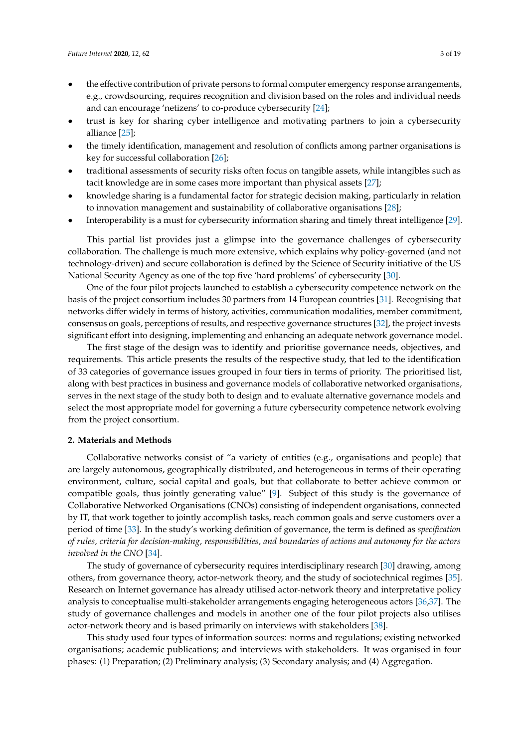- the effective contribution of private persons to formal computer emergency response arrangements, e.g., crowdsourcing, requires recognition and division based on the roles and individual needs and can encourage 'netizens' to co-produce cybersecurity [24];
- trust is key for sharing cyber intelligence and motivating partners to join a cybersecurity alliance [25];
- the timely identification, management and resolution of conflicts among partner organisations is key for successful collaboration [26];
- traditional assessments of security risks often focus on tangible assets, while intangibles such as tacit knowledge are in some cases more important than physical assets [27];
- knowledge sharing is a fundamental factor for strategic decision making, particularly in relation to innovation management and sustainability of collaborative organisations [28];
- Interoperability is a must for cybersecurity information sharing and timely threat intelligence [29].

This partial list provides just a glimpse into the governance challenges of cybersecurity collaboration. The challenge is much more extensive, which explains why policy-governed (and not technology-driven) and secure collaboration is defined by the Science of Security initiative of the US National Security Agency as one of the top five 'hard problems' of cybersecurity [30].

One of the four pilot projects launched to establish a cybersecurity competence network on the basis of the project consortium includes 30 partners from 14 European countries [31]. Recognising that networks differ widely in terms of history, activities, communication modalities, member commitment, consensus on goals, perceptions of results, and respective governance structures [32], the project invests significant effort into designing, implementing and enhancing an adequate network governance model.

The first stage of the design was to identify and prioritise governance needs, objectives, and requirements. This article presents the results of the respective study, that led to the identification of 33 categories of governance issues grouped in four tiers in terms of priority. The prioritised list, along with best practices in business and governance models of collaborative networked organisations, serves in the next stage of the study both to design and to evaluate alternative governance models and select the most appropriate model for governing a future cybersecurity competence network evolving from the project consortium.

## 2. Materials and Methods

Collaborative networks consist of "a variety of entities (e.g., organisations and people) that are largely autonomous, geographically distributed, and heterogeneous in terms of their operating environment, culture, social capital and goals, but that collaborate to better achieve common or compatible goals, thus jointly generating value" [9]. Subject of this study is the governance of Collaborative Networked Organisations (CNOs) consisting of independent organisations, connected by IT, that work together to jointly accomplish tasks, reach common goals and serve customers over a period of time [33]. In the study's working definition of governance, the term is defined as *specification of rules, criteria for decision-making, responsibilities, and boundaries of actions and autonomy for the actors involved in the CNO* [34].

The study of governance of cybersecurity requires interdisciplinary research [30] drawing, among others, from governance theory, actor-network theory, and the study of sociotechnical regimes [35]. Research on Internet governance has already utilised actor-network theory and interpretative policy analysis to conceptualise multi-stakeholder arrangements engaging heterogeneous actors [36,37]. The study of governance challenges and models in another one of the four pilot projects also utilises actor-network theory and is based primarily on interviews with stakeholders [38].

This study used four types of information sources: norms and regulations; existing networked organisations; academic publications; and interviews with stakeholders. It was organised in four phases: (1) Preparation; (2) Preliminary analysis; (3) Secondary analysis; and (4) Aggregation.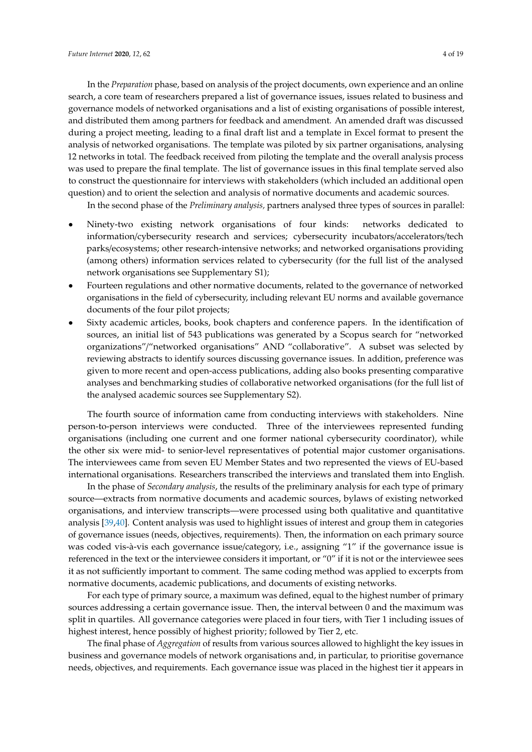In the *Preparation* phase, based on analysis of the project documents, own experience and an online search, a core team of researchers prepared a list of governance issues, issues related to business and governance models of networked organisations and a list of existing organisations of possible interest, and distributed them among partners for feedback and amendment. An amended draft was discussed during a project meeting, leading to a final draft list and a template in Excel format to present the analysis of networked organisations. The template was piloted by six partner organisations, analysing 12 networks in total. The feedback received from piloting the template and the overall analysis process was used to prepare the final template. The list of governance issues in this final template served also to construct the questionnaire for interviews with stakeholders (which included an additional open question) and to orient the selection and analysis of normative documents and academic sources.

In the second phase of the *Preliminary analysis,* partners analysed three types of sources in parallel:

- Ninety-two existing network organisations of four kinds: networks dedicated to information/cybersecurity research and services; cybersecurity incubators/accelerators/tech parks/ecosystems; other research-intensive networks; and networked organisations providing (among others) information services related to cybersecurity (for the full list of the analysed network organisations see Supplementary S1);
- Fourteen regulations and other normative documents, related to the governance of networked organisations in the field of cybersecurity, including relevant EU norms and available governance documents of the four pilot projects;
- Sixty academic articles, books, book chapters and conference papers. In the identification of sources, an initial list of 543 publications was generated by a Scopus search for "networked organizations"/"networked organisations" AND "collaborative". A subset was selected by reviewing abstracts to identify sources discussing governance issues. In addition, preference was given to more recent and open-access publications, adding also books presenting comparative analyses and benchmarking studies of collaborative networked organisations (for the full list of the analysed academic sources see Supplementary S2).

The fourth source of information came from conducting interviews with stakeholders. Nine person-to-person interviews were conducted. Three of the interviewees represented funding organisations (including one current and one former national cybersecurity coordinator), while the other six were mid- to senior-level representatives of potential major customer organisations. The interviewees came from seven EU Member States and two represented the views of EU-based international organisations. Researchers transcribed the interviews and translated them into English.

In the phase of *Secondary analysis*, the results of the preliminary analysis for each type of primary source—extracts from normative documents and academic sources, bylaws of existing networked organisations, and interview transcripts—were processed using both qualitative and quantitative analysis [39,40]. Content analysis was used to highlight issues of interest and group them in categories of governance issues (needs, objectives, requirements). Then, the information on each primary source was coded vis-à-vis each governance issue/category, i.e., assigning "1" if the governance issue is referenced in the text or the interviewee considers it important, or "0" if it is not or the interviewee sees it as not sufficiently important to comment. The same coding method was applied to excerpts from normative documents, academic publications, and documents of existing networks.

For each type of primary source, a maximum was defined, equal to the highest number of primary sources addressing a certain governance issue. Then, the interval between 0 and the maximum was split in quartiles. All governance categories were placed in four tiers, with Tier 1 including issues of highest interest, hence possibly of highest priority; followed by Tier 2, etc.

The final phase of *Aggregation* of results from various sources allowed to highlight the key issues in business and governance models of network organisations and, in particular, to prioritise governance needs, objectives, and requirements. Each governance issue was placed in the highest tier it appears in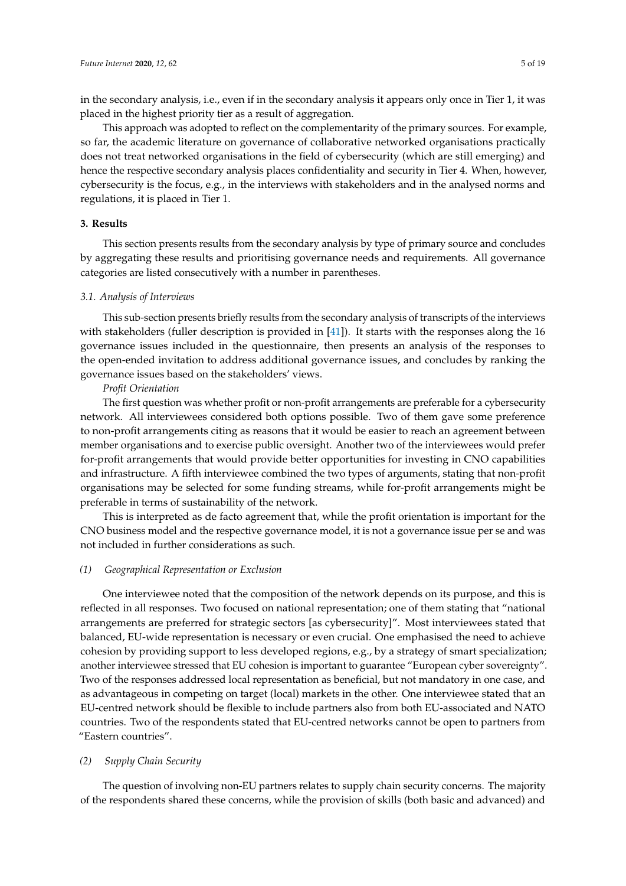in the secondary analysis, i.e., even if in the secondary analysis it appears only once in Tier 1, it was placed in the highest priority tier as a result of aggregation.

This approach was adopted to reflect on the complementarity of the primary sources. For example, so far, the academic literature on governance of collaborative networked organisations practically does not treat networked organisations in the field of cybersecurity (which are still emerging) and hence the respective secondary analysis places confidentiality and security in Tier 4. When, however, cybersecurity is the focus, e.g., in the interviews with stakeholders and in the analysed norms and regulations, it is placed in Tier 1.

## 3. Results

This section presents results from the secondary analysis by type of primary source and concludes by aggregating these results and prioritising governance needs and requirements. All governance categories are listed consecutively with a number in parentheses.

### 3.1. Analysis of Interviews

This sub-section presents briefly results from the secondary analysis of transcripts of the interviews with stakeholders (fuller description is provided in [41]). It starts with the responses along the 16 governance issues included in the questionnaire, then presents an analysis of the responses to the open-ended invitation to address additional governance issues, and concludes by ranking the governance issues based on the stakeholders' views.

*Profit Orientation*

The first question was whether profit or non-profit arrangements are preferable for a cybersecurity network. All interviewees considered both options possible. Two of them gave some preference to non-profit arrangements citing as reasons that it would be easier to reach an agreement between member organisations and to exercise public oversight. Another two of the interviewees would prefer for-profit arrangements that would provide better opportunities for investing in CNO capabilities and infrastructure. A fifth interviewee combined the two types of arguments, stating that non-profit organisations may be selected for some funding streams, while for-profit arrangements might be preferable in terms of sustainability of the network.

This is interpreted as de facto agreement that, while the profit orientation is important for the CNO business model and the respective governance model, it is not a governance issue per se and was not included in further considerations as such.

*(1) Geographical Representation or Exclusion*

One interviewee noted that the composition of the network depends on its purpose, and this is reflected in all responses. Two focused on national representation; one of them stating that "national arrangements are preferred for strategic sectors [as cybersecurity]". Most interviewees stated that balanced, EU-wide representation is necessary or even crucial. One emphasised the need to achieve cohesion by providing support to less developed regions, e.g., by a strategy of smart specialization; another interviewee stressed that EU cohesion is important to guarantee "European cyber sovereignty". Two of the responses addressed local representation as beneficial, but not mandatory in one case, and as advantageous in competing on target (local) markets in the other. One interviewee stated that an EU-centred network should be flexible to include partners also from both EU-associated and NATO countries. Two of the respondents stated that EU-centred networks cannot be open to partners from "Eastern countries".

*(2) Supply Chain Security*

The question of involving non-EU partners relates to supply chain security concerns. The majority of the respondents shared these concerns, while the provision of skills (both basic and advanced) and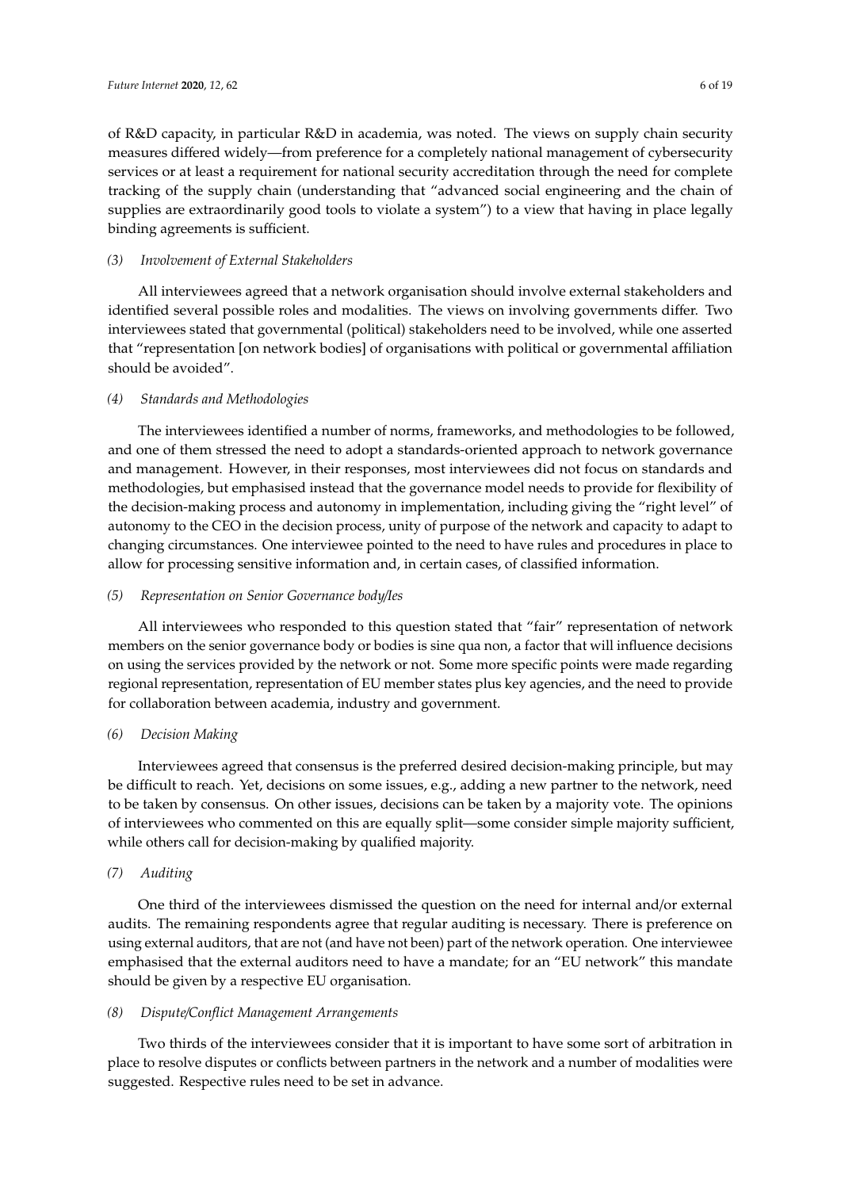of R&D capacity, in particular R&D in academia, was noted. The views on supply chain security measures differed widely—from preference for a completely national management of cybersecurity services or at least a requirement for national security accreditation through the need for complete tracking of the supply chain (understanding that "advanced social engineering and the chain of supplies are extraordinarily good tools to violate a system") to a view that having in place legally binding agreements is sufficient.

*(3) Involvement of External Stakeholders*

All interviewees agreed that a network organisation should involve external stakeholders and identified several possible roles and modalities. The views on involving governments differ. Two interviewees stated that governmental (political) stakeholders need to be involved, while one asserted that "representation [on network bodies] of organisations with political or governmental affiliation should be avoided".

*(4) Standards and Methodologies*

The interviewees identified a number of norms, frameworks, and methodologies to be followed, and one of them stressed the need to adopt a standards-oriented approach to network governance and management. However, in their responses, most interviewees did not focus on standards and methodologies, but emphasised instead that the governance model needs to provide for flexibility of the decision-making process and autonomy in implementation, including giving the "right level" of autonomy to the CEO in the decision process, unity of purpose of the network and capacity to adapt to changing circumstances. One interviewee pointed to the need to have rules and procedures in place to allow for processing sensitive information and, in certain cases, of classified information.

*(5) Representation on Senior Governance body/Ies*

All interviewees who responded to this question stated that "fair" representation of network members on the senior governance body or bodies is sine qua non, a factor that will influence decisions on using the services provided by the network or not. Some more specific points were made regarding regional representation, representation of EU member states plus key agencies, and the need to provide for collaboration between academia, industry and government.

*(6) Decision Making*

Interviewees agreed that consensus is the preferred desired decision-making principle, but may be difficult to reach. Yet, decisions on some issues, e.g., adding a new partner to the network, need to be taken by consensus. On other issues, decisions can be taken by a majority vote. The opinions of interviewees who commented on this are equally split—some consider simple majority sufficient, while others call for decision-making by qualified majority.

*(7) Auditing*

One third of the interviewees dismissed the question on the need for internal and/or external audits. The remaining respondents agree that regular auditing is necessary. There is preference on using external auditors, that are not (and have not been) part of the network operation. One interviewee emphasised that the external auditors need to have a mandate; for an "EU network" this mandate should be given by a respective EU organisation.

*(8) Dispute/Conflict Management Arrangements*

Two thirds of the interviewees consider that it is important to have some sort of arbitration in place to resolve disputes or conflicts between partners in the network and a number of modalities were suggested. Respective rules need to be set in advance.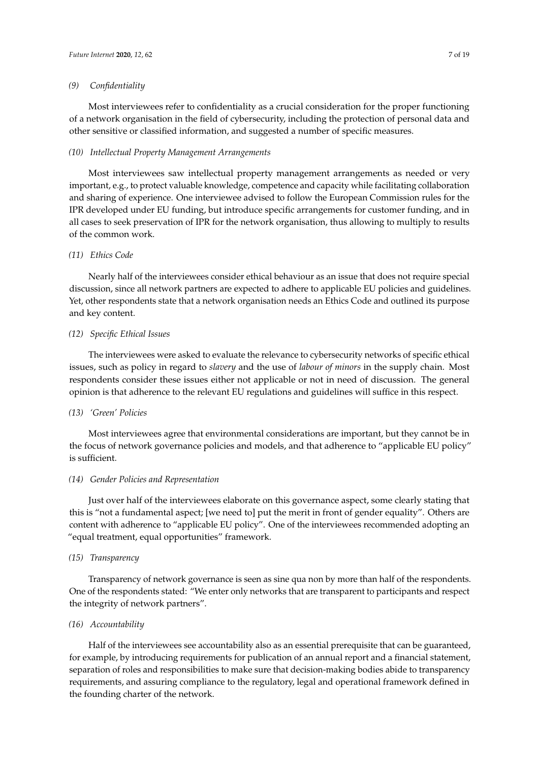*(9) Confidentiality*

Most interviewees refer to confidentiality as a crucial consideration for the proper functioning of a network organisation in the field of cybersecurity, including the protection of personal data and other sensitive or classified information, and suggested a number of specific measures.

*(10) Intellectual Property Management Arrangements*

Most interviewees saw intellectual property management arrangements as needed or very important, e.g., to protect valuable knowledge, competence and capacity while facilitating collaboration and sharing of experience. One interviewee advised to follow the European Commission rules for the IPR developed under EU funding, but introduce specific arrangements for customer funding, and in all cases to seek preservation of IPR for the network organisation, thus allowing to multiply to results of the common work.

*(11) Ethics Code*

Nearly half of the interviewees consider ethical behaviour as an issue that does not require special discussion, since all network partners are expected to adhere to applicable EU policies and guidelines. Yet, other respondents state that a network organisation needs an Ethics Code and outlined its purpose and key content.

*(12) Specific Ethical Issues*

The interviewees were asked to evaluate the relevance to cybersecurity networks of specific ethical issues, such as policy in regard to *slavery* and the use of *labour of minors* in the supply chain. Most respondents consider these issues either not applicable or not in need of discussion. The general opinion is that adherence to the relevant EU regulations and guidelines will suffice in this respect.

*(13) 'Green' Policies*

Most interviewees agree that environmental considerations are important, but they cannot be in the focus of network governance policies and models, and that adherence to "applicable EU policy" is sufficient.

*(14) Gender Policies and Representation*

Just over half of the interviewees elaborate on this governance aspect, some clearly stating that this is "not a fundamental aspect; [we need to] put the merit in front of gender equality". Others are content with adherence to "applicable EU policy". One of the interviewees recommended adopting an "equal treatment, equal opportunities" framework.

*(15) Transparency*

Transparency of network governance is seen as sine qua non by more than half of the respondents. One of the respondents stated: "We enter only networks that are transparent to participants and respect the integrity of network partners".

*(16) Accountability*

Half of the interviewees see accountability also as an essential prerequisite that can be guaranteed, for example, by introducing requirements for publication of an annual report and a financial statement, separation of roles and responsibilities to make sure that decision-making bodies abide to transparency requirements, and assuring compliance to the regulatory, legal and operational framework defined in the founding charter of the network.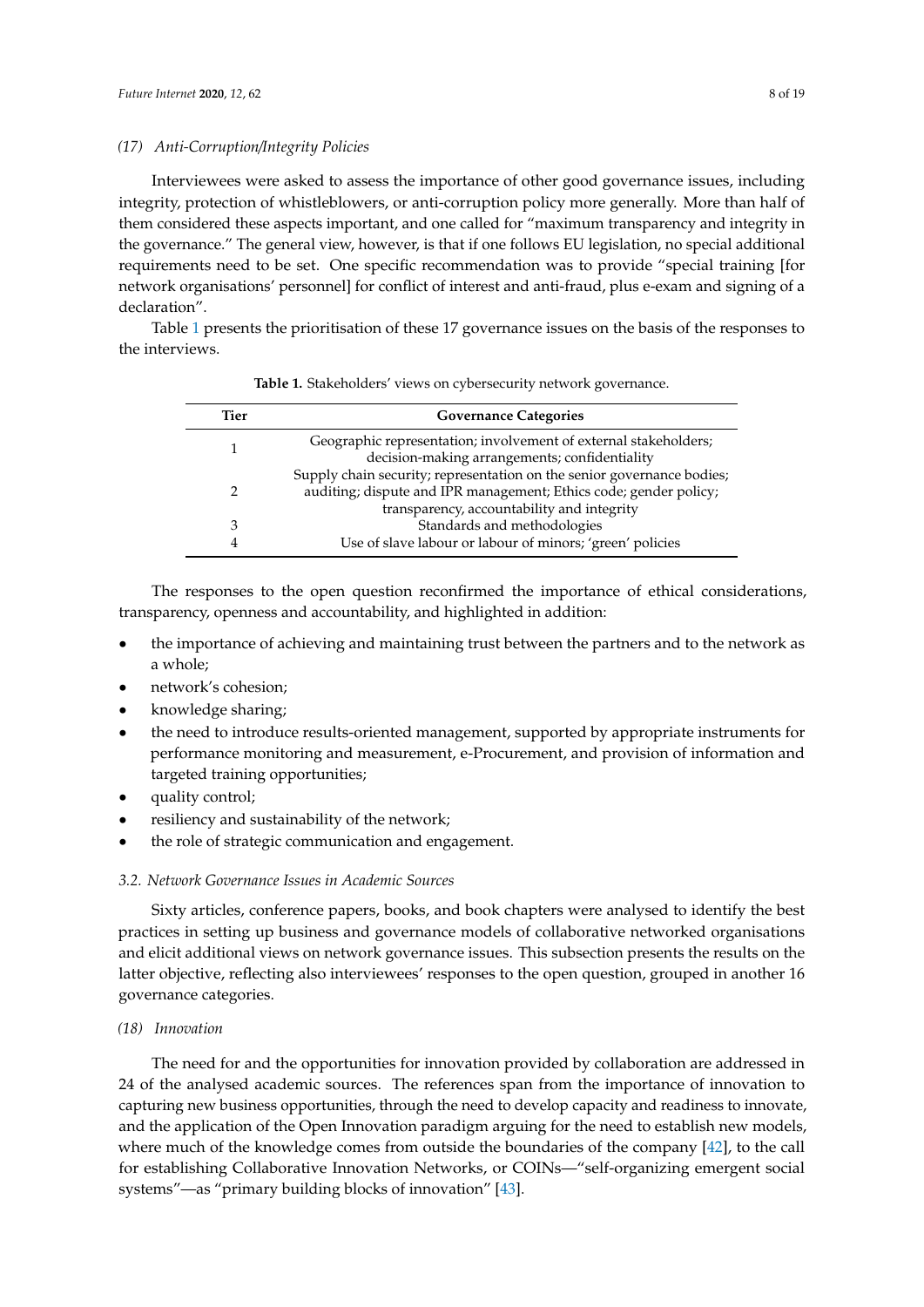*(17) Anti-Corruption/Integrity Policies*

Interviewees were asked to assess the importance of other good governance issues, including integrity, protection of whistleblowers, or anti-corruption policy more generally. More than half of them considered these aspects important, and one called for "maximum transparency and integrity in the governance." The general view, however, is that if one follows EU legislation, no special additional requirements need to be set. One specific recommendation was to provide "special training [for network organisations' personnel] for conflict of interest and anti-fraud, plus e-exam and signing of a declaration".

Table 1 presents the prioritisation of these 17 governance issues on the basis of the responses to the interviews.

**Table 1.** Stakeholders' views on cybersecurity network governance.

| Tier | Governance Categories |
|---|---|
| 1 | Geographic representation; involvement of external stakeholders; decision-making arrangements; confidentiality |
| 2 | Supply chain security; representation on the senior governance bodies; auditing; dispute and IPR management; Ethics code; gender policy; transparency, accountability and integrity |
| 3 | Standards and methodologies |
| 4 | Use of slave labour or labour of minors; 'green' policies |

The responses to the open question reconfirmed the importance of ethical considerations, transparency, openness and accountability, and highlighted in addition:

- the importance of achieving and maintaining trust between the partners and to the network as a whole;
- network's cohesion;
- knowledge sharing;
- the need to introduce results-oriented management, supported by appropriate instruments for performance monitoring and measurement, e-Procurement, and provision of information and targeted training opportunities;
- quality control;
- resiliency and sustainability of the network;
- the role of strategic communication and engagement.

### *3.2. Network Governance Issues in Academic Sources*

Sixty articles, conference papers, books, and book chapters were analysed to identify the best practices in setting up business and governance models of collaborative networked organisations and elicit additional views on network governance issues. This subsection presents the results on the latter objective, reflecting also interviewees' responses to the open question, grouped in another 16 governance categories.

*(18) Innovation*

The need for and the opportunities for innovation provided by collaboration are addressed in 24 of the analysed academic sources. The references span from the importance of innovation to capturing new business opportunities, through the need to develop capacity and readiness to innovate, and the application of the Open Innovation paradigm arguing for the need to establish new models, where much of the knowledge comes from outside the boundaries of the company [42], to the call for establishing Collaborative Innovation Networks, or COINs—"self-organizing emergent social systems"—as "primary building blocks of innovation" [43].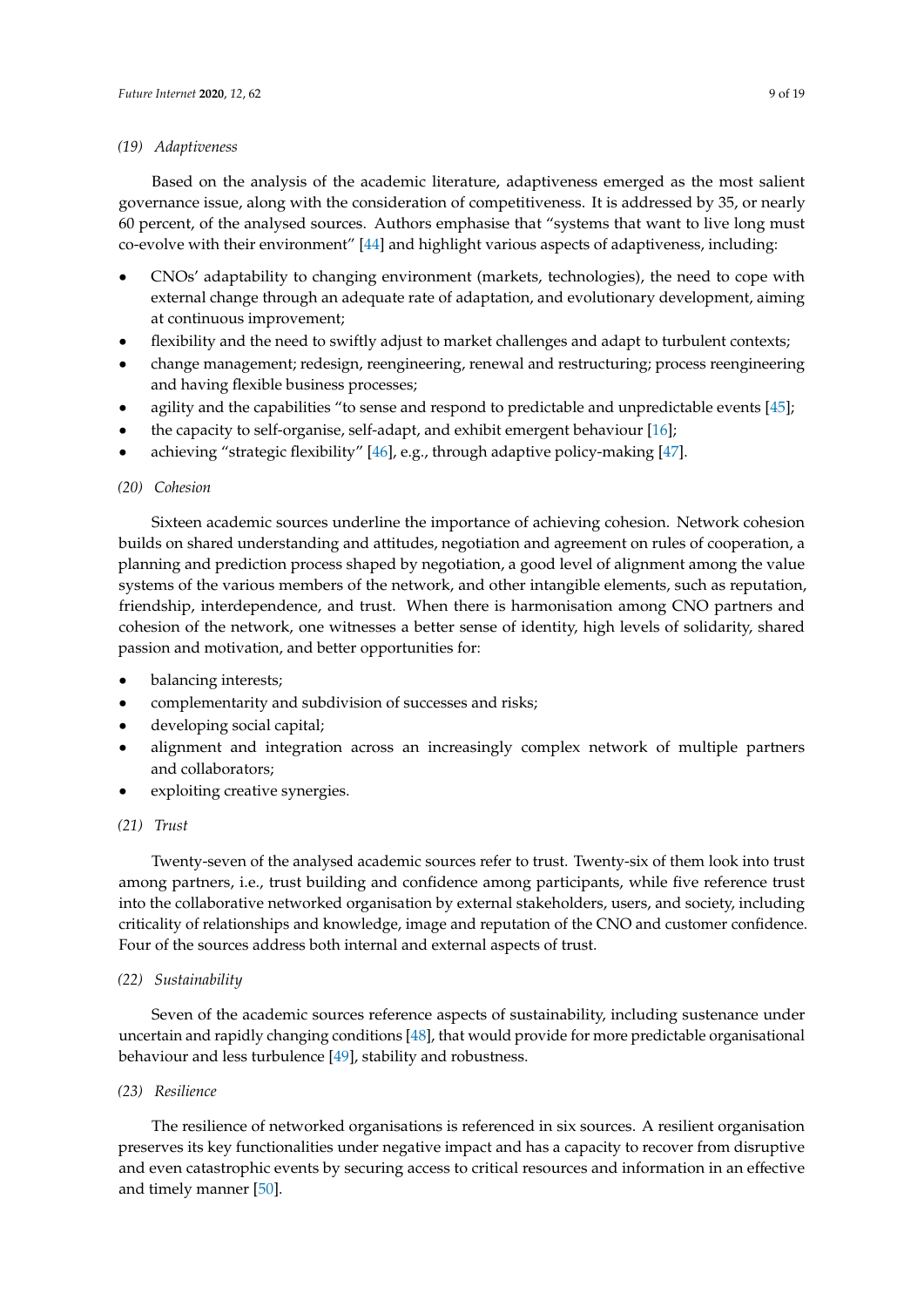*(19) Adaptiveness*

Based on the analysis of the academic literature, adaptiveness emerged as the most salient governance issue, along with the consideration of competitiveness. It is addressed by 35, or nearly 60 percent, of the analysed sources. Authors emphasise that "systems that want to live long must co-evolve with their environment" [44] and highlight various aspects of adaptiveness, including:

- CNOs' adaptability to changing environment (markets, technologies), the need to cope with external change through an adequate rate of adaptation, and evolutionary development, aiming at continuous improvement;
- flexibility and the need to swiftly adjust to market challenges and adapt to turbulent contexts;
- change management; redesign, reengineering, renewal and restructuring; process reengineering and having flexible business processes;
- agility and the capabilities "to sense and respond to predictable and unpredictable events [45];
- the capacity to self-organise, self-adapt, and exhibit emergent behaviour [16];
- achieving "strategic flexibility" [46], e.g., through adaptive policy-making [47].

*(20) Cohesion*

Sixteen academic sources underline the importance of achieving cohesion. Network cohesion builds on shared understanding and attitudes, negotiation and agreement on rules of cooperation, a planning and prediction process shaped by negotiation, a good level of alignment among the value systems of the various members of the network, and other intangible elements, such as reputation, friendship, interdependence, and trust. When there is harmonisation among CNO partners and cohesion of the network, one witnesses a better sense of identity, high levels of solidarity, shared passion and motivation, and better opportunities for:

- balancing interests;
- complementarity and subdivision of successes and risks;
- developing social capital;
- alignment and integration across an increasingly complex network of multiple partners and collaborators;
- exploiting creative synergies.

*(21) Trust*

Twenty-seven of the analysed academic sources refer to trust. Twenty-six of them look into trust among partners, i.e., trust building and confidence among participants, while five reference trust into the collaborative networked organisation by external stakeholders, users, and society, including criticality of relationships and knowledge, image and reputation of the CNO and customer confidence. Four of the sources address both internal and external aspects of trust.

*(22) Sustainability*

Seven of the academic sources reference aspects of sustainability, including sustenance under uncertain and rapidly changing conditions [48], that would provide for more predictable organisational behaviour and less turbulence [49], stability and robustness.

*(23) Resilience*

The resilience of networked organisations is referenced in six sources. A resilient organisation preserves its key functionalities under negative impact and has a capacity to recover from disruptive and even catastrophic events by securing access to critical resources and information in an effective and timely manner [50].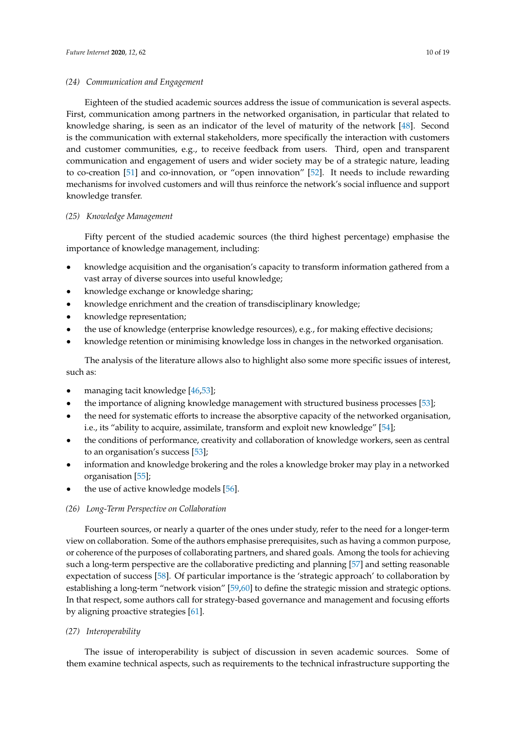*(24) Communication and Engagement*

Eighteen of the studied academic sources address the issue of communication is several aspects. First, communication among partners in the networked organisation, in particular that related to knowledge sharing, is seen as an indicator of the level of maturity of the network [48]. Second is the communication with external stakeholders, more specifically the interaction with customers and customer communities, e.g., to receive feedback from users. Third, open and transparent communication and engagement of users and wider society may be of a strategic nature, leading to co-creation [51] and co-innovation, or "open innovation" [52]. It needs to include rewarding mechanisms for involved customers and will thus reinforce the network's social influence and support knowledge transfer.

*(25) Knowledge Management*

Fifty percent of the studied academic sources (the third highest percentage) emphasise the importance of knowledge management, including:

- knowledge acquisition and the organisation's capacity to transform information gathered from a vast array of diverse sources into useful knowledge;
- knowledge exchange or knowledge sharing;
- knowledge enrichment and the creation of transdisciplinary knowledge;
- knowledge representation;
- the use of knowledge (enterprise knowledge resources), e.g., for making effective decisions;
- knowledge retention or minimising knowledge loss in changes in the networked organisation.

The analysis of the literature allows also to highlight also some more specific issues of interest, such as:

- managing tacit knowledge [46,53];
- the importance of aligning knowledge management with structured business processes [53];
- the need for systematic efforts to increase the absorptive capacity of the networked organisation, i.e., its "ability to acquire, assimilate, transform and exploit new knowledge" [54];
- the conditions of performance, creativity and collaboration of knowledge workers, seen as central to an organisation's success [53];
- information and knowledge brokering and the roles a knowledge broker may play in a networked organisation [55];
- the use of active knowledge models [56].

*(26) Long-Term Perspective on Collaboration*

Fourteen sources, or nearly a quarter of the ones under study, refer to the need for a longer-term view on collaboration. Some of the authors emphasise prerequisites, such as having a common purpose, or coherence of the purposes of collaborating partners, and shared goals. Among the tools for achieving such a long-term perspective are the collaborative predicting and planning [57] and setting reasonable expectation of success [58]. Of particular importance is the 'strategic approach' to collaboration by establishing a long-term "network vision" [59,60] to define the strategic mission and strategic options. In that respect, some authors call for strategy-based governance and management and focusing efforts by aligning proactive strategies [61].

*(27) Interoperability*

The issue of interoperability is subject of discussion in seven academic sources. Some of them examine technical aspects, such as requirements to the technical infrastructure supporting the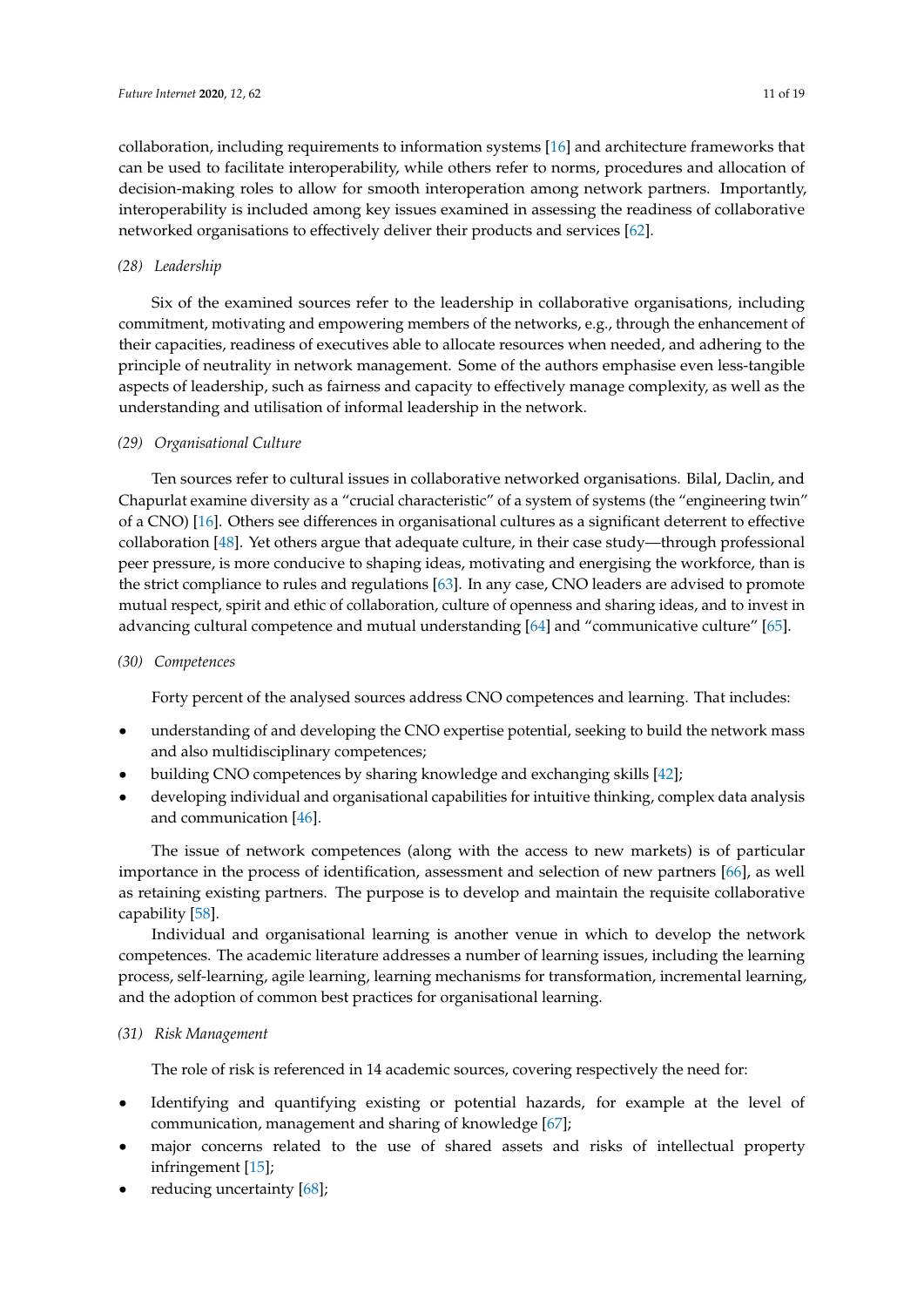collaboration, including requirements to information systems [16] and architecture frameworks that can be used to facilitate interoperability, while others refer to norms, procedures and allocation of decision-making roles to allow for smooth interoperation among network partners. Importantly, interoperability is included among key issues examined in assessing the readiness of collaborative networked organisations to effectively deliver their products and services [62].

*(28) Leadership*

Six of the examined sources refer to the leadership in collaborative organisations, including commitment, motivating and empowering members of the networks, e.g., through the enhancement of their capacities, readiness of executives able to allocate resources when needed, and adhering to the principle of neutrality in network management. Some of the authors emphasise even less-tangible aspects of leadership, such as fairness and capacity to effectively manage complexity, as well as the understanding and utilisation of informal leadership in the network.

*(29) Organisational Culture*

Ten sources refer to cultural issues in collaborative networked organisations. Bilal, Daclin, and Chapurlat examine diversity as a "crucial characteristic" of a system of systems (the "engineering twin" of a CNO) [16]. Others see differences in organisational cultures as a significant deterrent to effective collaboration [48]. Yet others argue that adequate culture, in their case study—through professional peer pressure, is more conducive to shaping ideas, motivating and energising the workforce, than is the strict compliance to rules and regulations [63]. In any case, CNO leaders are advised to promote mutual respect, spirit and ethic of collaboration, culture of openness and sharing ideas, and to invest in advancing cultural competence and mutual understanding [64] and "communicative culture" [65].

*(30) Competences*

Forty percent of the analysed sources address CNO competences and learning. That includes:

- understanding of and developing the CNO expertise potential, seeking to build the network mass and also multidisciplinary competences;
- building CNO competences by sharing knowledge and exchanging skills [42];
- developing individual and organisational capabilities for intuitive thinking, complex data analysis and communication [46].

The issue of network competences (along with the access to new markets) is of particular importance in the process of identification, assessment and selection of new partners [66], as well as retaining existing partners. The purpose is to develop and maintain the requisite collaborative capability [58].

Individual and organisational learning is another venue in which to develop the network competences. The academic literature addresses a number of learning issues, including the learning process, self-learning, agile learning, learning mechanisms for transformation, incremental learning, and the adoption of common best practices for organisational learning.

*(31) Risk Management*

The role of risk is referenced in 14 academic sources, covering respectively the need for:

- Identifying and quantifying existing or potential hazards, for example at the level of communication, management and sharing of knowledge [67];
- major concerns related to the use of shared assets and risks of intellectual property infringement [15];
- reducing uncertainty [68];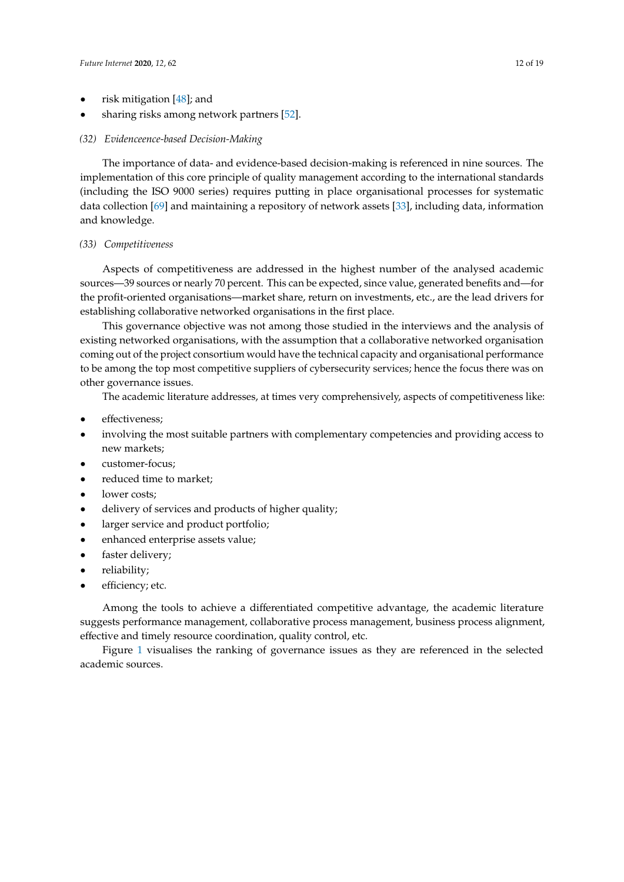- risk mitigation [48]; and
- sharing risks among network partners [52].

*(32) Evidenceence-based Decision-Making*

The importance of data- and evidence-based decision-making is referenced in nine sources. The implementation of this core principle of quality management according to the international standards (including the ISO 9000 series) requires putting in place organisational processes for systematic data collection [69] and maintaining a repository of network assets [33], including data, information and knowledge.

*(33) Competitiveness*

Aspects of competitiveness are addressed in the highest number of the analysed academic sources—39 sources or nearly 70 percent. This can be expected, since value, generated benefits and—for the profit-oriented organisations—market share, return on investments, etc., are the lead drivers for establishing collaborative networked organisations in the first place.

This governance objective was not among those studied in the interviews and the analysis of existing networked organisations, with the assumption that a collaborative networked organisation coming out of the project consortium would have the technical capacity and organisational performance to be among the top most competitive suppliers of cybersecurity services; hence the focus there was on other governance issues.

The academic literature addresses, at times very comprehensively, aspects of competitiveness like:

- effectiveness;
- involving the most suitable partners with complementary competencies and providing access to new markets;
- customer-focus;
- reduced time to market;
- lower costs;
- delivery of services and products of higher quality;
- larger service and product portfolio;
- enhanced enterprise assets value;
- faster delivery;
- reliability;
- efficiency; etc.

Among the tools to achieve a differentiated competitive advantage, the academic literature suggests performance management, collaborative process management, business process alignment, effective and timely resource coordination, quality control, etc.

Figure 1 visualises the ranking of governance issues as they are referenced in the selected academic sources.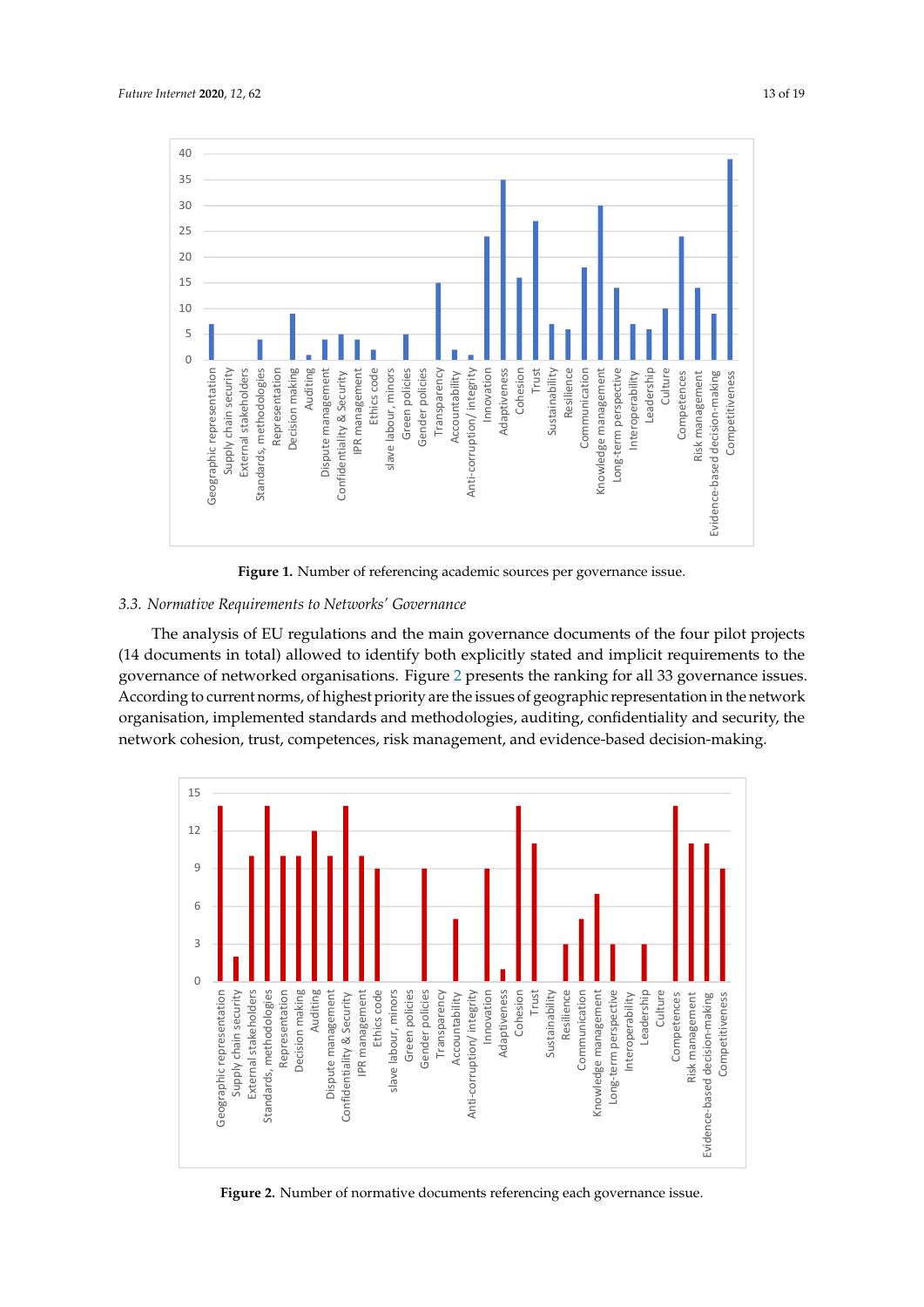Figure 1. Number of referencing academic sources per governance issue.

### 3.3. Normative Requirements to Networks' Governance

The analysis of EU regulations and the main governance documents of the four pilot projects (14 documents in total) allowed to identify both explicitly stated and implicit requirements to the governance of networked organisations. Figure 2 presents the ranking for all 33 governance issues. According to current norms, of highest priority are the issues of geographic representation in the network organisation, implemented standards and methodologies, auditing, confidentiality and security, the network cohesion, trust, competences, risk management, and evidence-based decision-making.

Figure 2. Number of normative documents referencing each governance issue.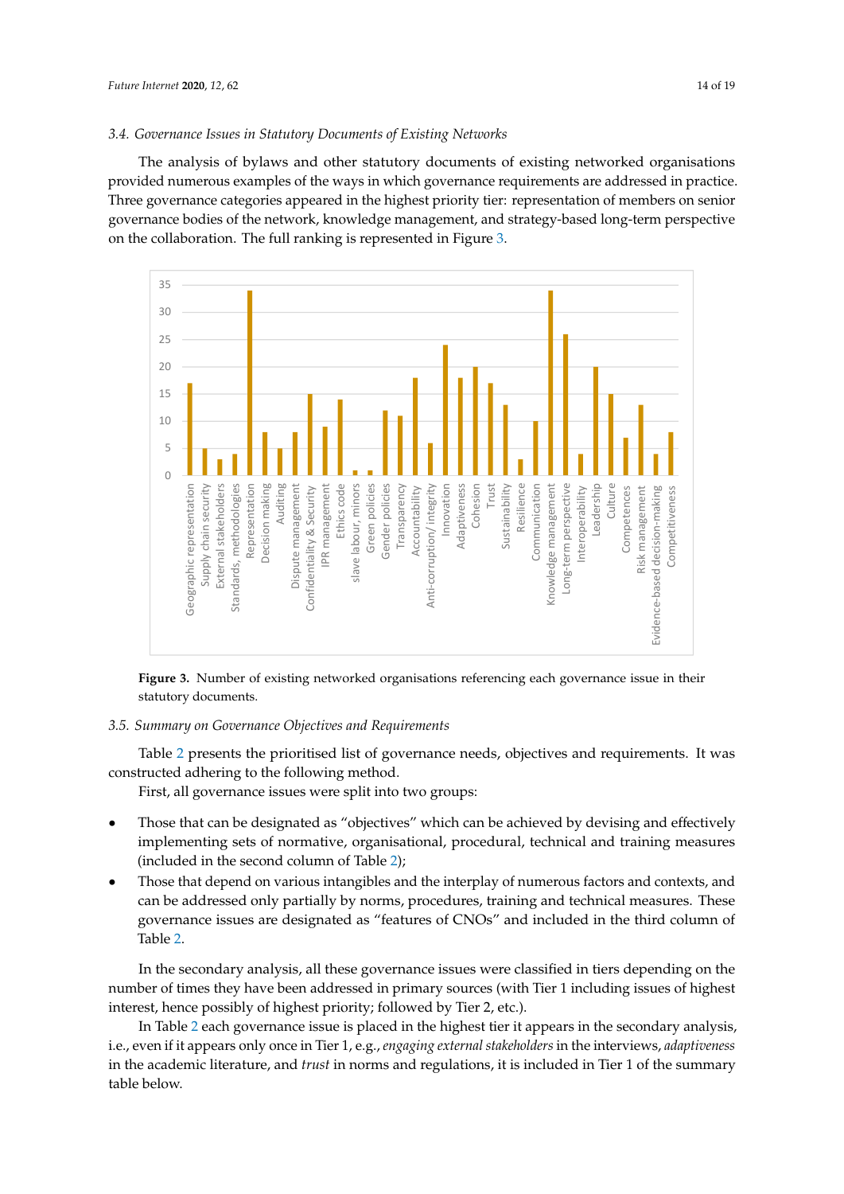### 3.4. Governance Issues in Statutory Documents of Existing Networks

The analysis of bylaws and other statutory documents of existing networked organisations provided numerous examples of the ways in which governance requirements are addressed in practice. Three governance categories appeared in the highest priority tier: representation of members on senior governance bodies of the network, knowledge management, and strategy-based long-term perspective on the collaboration. The full ranking is represented in Figure 3.

**Figure 3.** Number of existing networked organisations referencing each governance issue in their statutory documents.

### 3.5. Summary on Governance Objectives and Requirements

Table 2 presents the prioritised list of governance needs, objectives and requirements. It was constructed adhering to the following method.

First, all governance issues were split into two groups:

- Those that can be designated as "objectives" which can be achieved by devising and effectively implementing sets of normative, organisational, procedural, technical and training measures (included in the second column of Table 2);
- Those that depend on various intangibles and the interplay of numerous factors and contexts, and can be addressed only partially by norms, procedures, training and technical measures. These governance issues are designated as "features of CNOs" and included in the third column of Table 2.

In the secondary analysis, all these governance issues were classified in tiers depending on the number of times they have been addressed in primary sources (with Tier 1 including issues of highest interest, hence possibly of highest priority; followed by Tier 2, etc.).

In Table 2 each governance issue is placed in the highest tier it appears in the secondary analysis, i.e., even if it appears only once in Tier 1, e.g., *engaging external stakeholders* in the interviews, *adaptiveness* in the academic literature, and *trust* in norms and regulations, it is included in Tier 1 of the summary table below.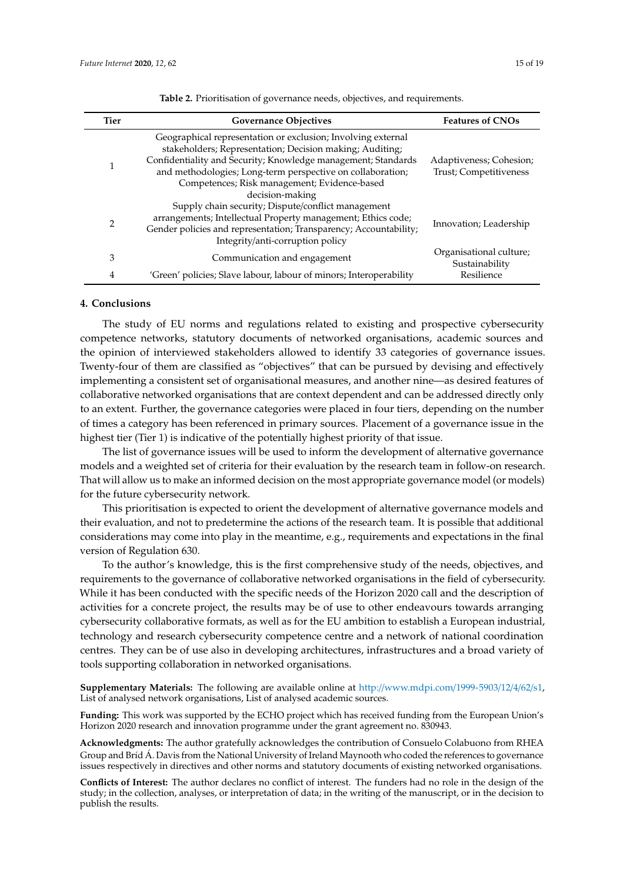**Table 2.** Prioritisation of governance needs, objectives, and requirements.

| Tier | Governance Objectives | Features of CNOs |
|---|---|---|
| 1 | Geographical representation or exclusion; Involving external stakeholders; Representation; Decision making; Auditing; Confidentiality and Security; Knowledge management; Standards and methodologies; Long-term perspective on collaboration; Competences; Risk management; Evidence-based decision-making | Adaptiveness; Cohesion; Trust; Competitiveness |
| 2 | Supply chain security; Dispute/conflict management arrangements; Intellectual Property management; Ethics code; Gender policies and representation; Transparency; Accountability; Integrity/anti-corruption policy | Innovation; Leadership |
| 3 | Communication and engagement | Organisational culture; Sustainability |
| 4 | 'Green' policies; Slave labour, labour of minors; Interoperability | Resilience |

## 4. Conclusions

The study of EU norms and regulations related to existing and prospective cybersecurity competence networks, statutory documents of networked organisations, academic sources and the opinion of interviewed stakeholders allowed to identify 33 categories of governance issues. Twenty-four of them are classified as "objectives" that can be pursued by devising and effectively implementing a consistent set of organisational measures, and another nine—as desired features of collaborative networked organisations that are context dependent and can be addressed directly only to an extent. Further, the governance categories were placed in four tiers, depending on the number of times a category has been referenced in primary sources. Placement of a governance issue in the highest tier (Tier 1) is indicative of the potentially highest priority of that issue.

The list of governance issues will be used to inform the development of alternative governance models and a weighted set of criteria for their evaluation by the research team in follow-on research. That will allow us to make an informed decision on the most appropriate governance model (or models) for the future cybersecurity network.

This prioritisation is expected to orient the development of alternative governance models and their evaluation, and not to predetermine the actions of the research team. It is possible that additional considerations may come into play in the meantime, e.g., requirements and expectations in the final version of Regulation 630.

To the author's knowledge, this is the first comprehensive study of the needs, objectives, and requirements to the governance of collaborative networked organisations in the field of cybersecurity. While it has been conducted with the specific needs of the Horizon 2020 call and the description of activities for a concrete project, the results may be of use to other endeavours towards arranging cybersecurity collaborative formats, as well as for the EU ambition to establish a European industrial, technology and research cybersecurity competence centre and a network of national coordination centres. They can be of use also in developing architectures, infrastructures and a broad variety of tools supporting collaboration in networked organisations.

**Supplementary Materials:** The following are available online at http://www.mdpi.com/1999-5903/12/4/62/s1, List of analysed network organisations, List of analysed academic sources.

**Funding:** This work was supported by the ECHO project which has received funding from the European Union's Horizon 2020 research and innovation programme under the grant agreement no. 830943.

**Acknowledgments:** The author gratefully acknowledges the contribution of Consuelo Colabuono from RHEA Group and Bríd Á. Davis from the National University of Ireland Maynooth who coded the references to governance issues respectively in directives and other norms and statutory documents of existing networked organisations.

**Conflicts of Interest:** The author declares no conflict of interest. The funders had no role in the design of the study; in the collection, analyses, or interpretation of data; in the writing of the manuscript, or in the decision to publish the results.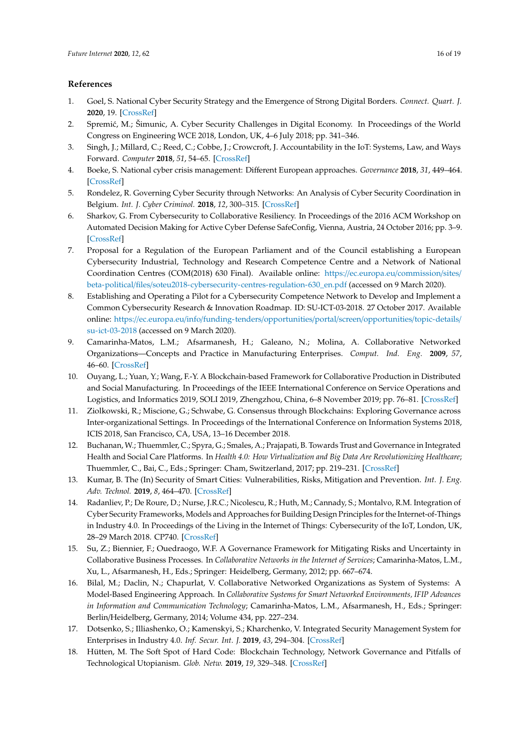## References

1. Goel, S. National Cyber Security Strategy and the Emergence of Strong Digital Borders. *Connect. Quart. J.* **2020**, 19. [CrossRef]
2. Spremić, M.; Šimunic, A. Cyber Security Challenges in Digital Economy. In Proceedings of the World Congress on Engineering WCE 2018, London, UK, 4–6 July 2018; pp. 341–346.
3. Singh, J.; Millard, C.; Reed, C.; Cobbe, J.; Crowcroft, J. Accountability in the IoT: Systems, Law, and Ways Forward. *Computer* **2018**, *51*, 54–65. [CrossRef]
4. Boeke, S. National cyber crisis management: Different European approaches. *Governance* **2018**, *31*, 449–464. [CrossRef]
5. Rondelez, R. Governing Cyber Security through Networks: An Analysis of Cyber Security Coordination in Belgium. *Int. J. Cyber Criminol.* **2018**, *12*, 300–315. [CrossRef]
6. Sharkov, G. From Cybersecurity to Collaborative Resiliency. In Proceedings of the 2016 ACM Workshop on Automated Decision Making for Active Cyber Defense SafeConfig, Vienna, Austria, 24 October 2016; pp. 3–9. [CrossRef]
7. Proposal for a Regulation of the European Parliament and of the Council establishing a European Cybersecurity Industrial, Technology and Research Competence Centre and a Network of National Coordination Centres (COM(2018) 630 Final). Available online: https://ec.europa.eu/commission/sites/beta-political/files/soteu2018-cybersecurity-centres-regulation-630_en.pdf (accessed on 9 March 2020).
8. Establishing and Operating a Pilot for a Cybersecurity Competence Network to Develop and Implement a Common Cybersecurity Research & Innovation Roadmap. ID: SU-ICT-03-2018. 27 October 2017. Available online: https://ec.europa.eu/info/funding-tenders/opportunities/portal/screen/opportunities/topic-details/su-ict-03-2018 (accessed on 9 March 2020).
9. Camarinha-Matos, L.M.; Afsarmanesh, H.; Galeano, N.; Molina, A. Collaborative Networked Organizations—Concepts and Practice in Manufacturing Enterprises. *Comput. Ind. Eng.* **2009**, *57*, 46–60. [CrossRef]
10. Ouyang, L.; Yuan, Y.; Wang, F.-Y. A Blockchain-based Framework for Collaborative Production in Distributed and Social Manufacturing. In Proceedings of the IEEE International Conference on Service Operations and Logistics, and Informatics 2019, SOLI 2019, Zhengzhou, China, 6–8 November 2019; pp. 76–81. [CrossRef]
11. Ziolkowski, R.; Miscione, G.; Schwabe, G. Consensus through Blockchains: Exploring Governance across Inter-organizational Settings. In Proceedings of the International Conference on Information Systems 2018, ICIS 2018, San Francisco, CA, USA, 13–16 December 2018.
12. Buchanan, W.; Thuemmler, C.; Spyra, G.; Smales, A.; Prajapati, B. Towards Trust and Governance in Integrated Health and Social Care Platforms. In *Health 4.0: How Virtualization and Big Data Are Revolutionizing Healthcare*; Thuemmler, C., Bai, C., Eds.; Springer: Cham, Switzerland, 2017; pp. 219–231. [CrossRef]
13. Kumar, B. The (In) Security of Smart Cities: Vulnerabilities, Risks, Mitigation and Prevention. *Int. J. Eng. Adv. Technol.* **2019**, *8*, 464–470. [CrossRef]
14. Radanliev, P.; De Roure, D.; Nurse, J.R.C.; Nicolescu, R.; Huth, M.; Cannady, S.; Montalvo, R.M. Integration of Cyber Security Frameworks, Models and Approaches for Building Design Principles for the Internet-of-Things in Industry 4.0. In Proceedings of the Living in the Internet of Things: Cybersecurity of the IoT, London, UK, 28–29 March 2018. CP740. [CrossRef]
15. Su, Z.; Biennier, F.; Ouedraogo, W.F. A Governance Framework for Mitigating Risks and Uncertainty in Collaborative Business Processes. In *Collaborative Networks in the Internet of Services*; Camarinha-Matos, L.M., Xu, L., Afsarmanesh, H., Eds.; Springer: Heidelberg, Germany, 2012; pp. 667–674.
16. Bilal, M.; Daclin, N.; Chapurlat, V. Collaborative Networked Organizations as System of Systems: A Model-Based Engineering Approach. In *Collaborative Systems for Smart Networked Environments, IFIP Advances in Information and Communication Technology*; Camarinha-Matos, L.M., Afsarmanesh, H., Eds.; Springer: Berlin/Heidelberg, Germany, 2014; Volume 434, pp. 227–234.
17. Dotsenko, S.; Illiashenko, O.; Kamenskyi, S.; Kharchenko, V. Integrated Security Management System for Enterprises in Industry 4.0. *Inf. Secur. Int. J.* **2019**, *43*, 294–304. [CrossRef]
18. Hütten, M. The Soft Spot of Hard Code: Blockchain Technology, Network Governance and Pitfalls of Technological Utopianism. *Glob. Netw.* **2019**, *19*, 329–348. [CrossRef]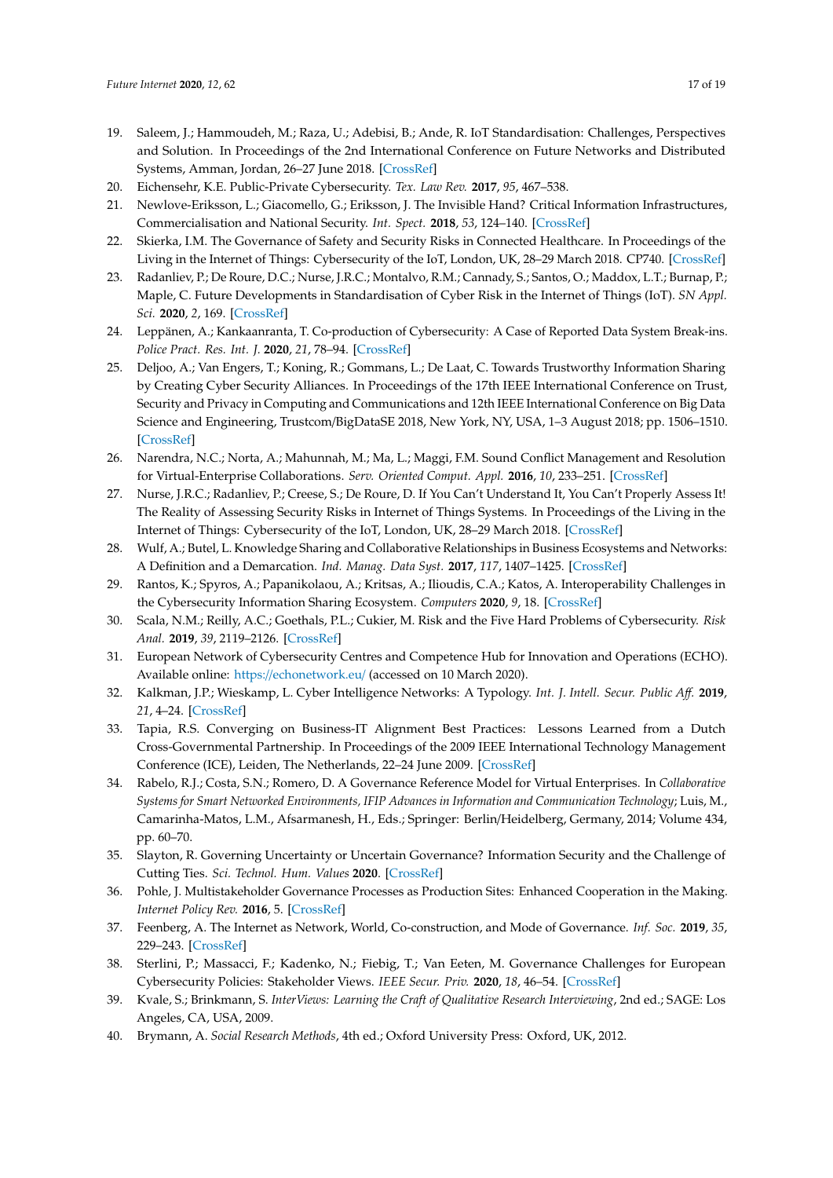19. Saleem, J.; Hammoudeh, M.; Raza, U.; Adebisi, B.; Ande, R. IoT Standardisation: Challenges, Perspectives and Solution. In Proceedings of the 2nd International Conference on Future Networks and Distributed Systems, Amman, Jordan, 26–27 June 2018. [CrossRef]
20. Eichensehr, K.E. Public-Private Cybersecurity. *Tex. Law Rev.* **2017**, *95*, 467–538.
21. Newlove-Eriksson, L.; Giacomello, G.; Eriksson, J. The Invisible Hand? Critical Information Infrastructures, Commercialisation and National Security. *Int. Spect.* **2018**, *53*, 124–140. [CrossRef]
22. Skierka, I.M. The Governance of Safety and Security Risks in Connected Healthcare. In Proceedings of the Living in the Internet of Things: Cybersecurity of the IoT, London, UK, 28–29 March 2018. CP740. [CrossRef]
23. Radanliev, P.; De Roure, D.C.; Nurse, J.R.C.; Montalvo, R.M.; Cannady, S.; Santos, O.; Maddox, L.T.; Burnap, P.; Maple, C. Future Developments in Standardisation of Cyber Risk in the Internet of Things (IoT). *SN Appl. Sci.* **2020**, *2*, 169. [CrossRef]
24. Leppänen, A.; Kankaanranta, T. Co-production of Cybersecurity: A Case of Reported Data System Break-ins. *Police Pract. Res. Int. J.* **2020**, *21*, 78–94. [CrossRef]
25. Deljoo, A.; Van Engers, T.; Koning, R.; Gommans, L.; De Laat, C. Towards Trustworthy Information Sharing by Creating Cyber Security Alliances. In Proceedings of the 17th IEEE International Conference on Trust, Security and Privacy in Computing and Communications and 12th IEEE International Conference on Big Data Science and Engineering, Trustcom/BigDataSE 2018, New York, NY, USA, 1–3 August 2018; pp. 1506–1510. [CrossRef]
26. Narendra, N.C.; Norta, A.; Mahunnah, M.; Ma, L.; Maggi, F.M. Sound Conflict Management and Resolution for Virtual-Enterprise Collaborations. *Serv. Oriented Comput. Appl.* **2016**, *10*, 233–251. [CrossRef]
27. Nurse, J.R.C.; Radanliev, P.; Creese, S.; De Roure, D. If You Can't Understand It, You Can't Properly Assess It! The Reality of Assessing Security Risks in Internet of Things Systems. In Proceedings of the Living in the Internet of Things: Cybersecurity of the IoT, London, UK, 28–29 March 2018. [CrossRef]
28. Wulf, A.; Butel, L. Knowledge Sharing and Collaborative Relationships in Business Ecosystems and Networks: A Definition and a Demarcation. *Ind. Manag. Data Syst.* **2017**, *117*, 1407–1425. [CrossRef]
29. Rantos, K.; Spyros, A.; Papanikolaou, A.; Kritsas, A.; Ilioudis, C.A.; Katos, A. Interoperability Challenges in the Cybersecurity Information Sharing Ecosystem. *Computers* **2020**, *9*, 18. [CrossRef]
30. Scala, N.M.; Reilly, A.C.; Goethals, P.L.; Cukier, M. Risk and the Five Hard Problems of Cybersecurity. *Risk Anal.* **2019**, *39*, 2119–2126. [CrossRef]
31. European Network of Cybersecurity Centres and Competence Hub for Innovation and Operations (ECHO). Available online: https://echonetwork.eu/ (accessed on 10 March 2020).
32. Kalkman, J.P.; Wieskamp, L. Cyber Intelligence Networks: A Typology. *Int. J. Intell. Secur. Public Aff.* **2019**, *21*, 4–24. [CrossRef]
33. Tapia, R.S. Converging on Business-IT Alignment Best Practices: Lessons Learned from a Dutch Cross-Governmental Partnership. In Proceedings of the 2009 IEEE International Technology Management Conference (ICE), Leiden, The Netherlands, 22–24 June 2009. [CrossRef]
34. Rabelo, R.J.; Costa, S.N.; Romero, D. A Governance Reference Model for Virtual Enterprises. In *Collaborative Systems for Smart Networked Environments, IFIP Advances in Information and Communication Technology*; Luis, M., Camarinha-Matos, L.M., Afsarmanesh, H., Eds.; Springer: Berlin/Heidelberg, Germany, 2014; Volume 434, pp. 60–70.
35. Slayton, R. Governing Uncertainty or Uncertain Governance? Information Security and the Challenge of Cutting Ties. *Sci. Technol. Hum. Values* **2020**. [CrossRef]
36. Pohle, J. Multistakeholder Governance Processes as Production Sites: Enhanced Cooperation in the Making. *Internet Policy Rev.* **2016**, 5. [CrossRef]
37. Feenberg, A. The Internet as Network, World, Co-construction, and Mode of Governance. *Inf. Soc.* **2019**, *35*, 229–243. [CrossRef]
38. Sterlini, P.; Massacci, F.; Kadenko, N.; Fiebig, T.; Van Eeten, M. Governance Challenges for European Cybersecurity Policies: Stakeholder Views. *IEEE Secur. Priv.* **2020**, *18*, 46–54. [CrossRef]
39. Kvale, S.; Brinkmann, S. *InterViews: Learning the Craft of Qualitative Research Interviewing*, 2nd ed.; SAGE: Los Angeles, CA, USA, 2009.
40. Brymann, A. *Social Research Methods*, 4th ed.; Oxford University Press: Oxford, UK, 2012.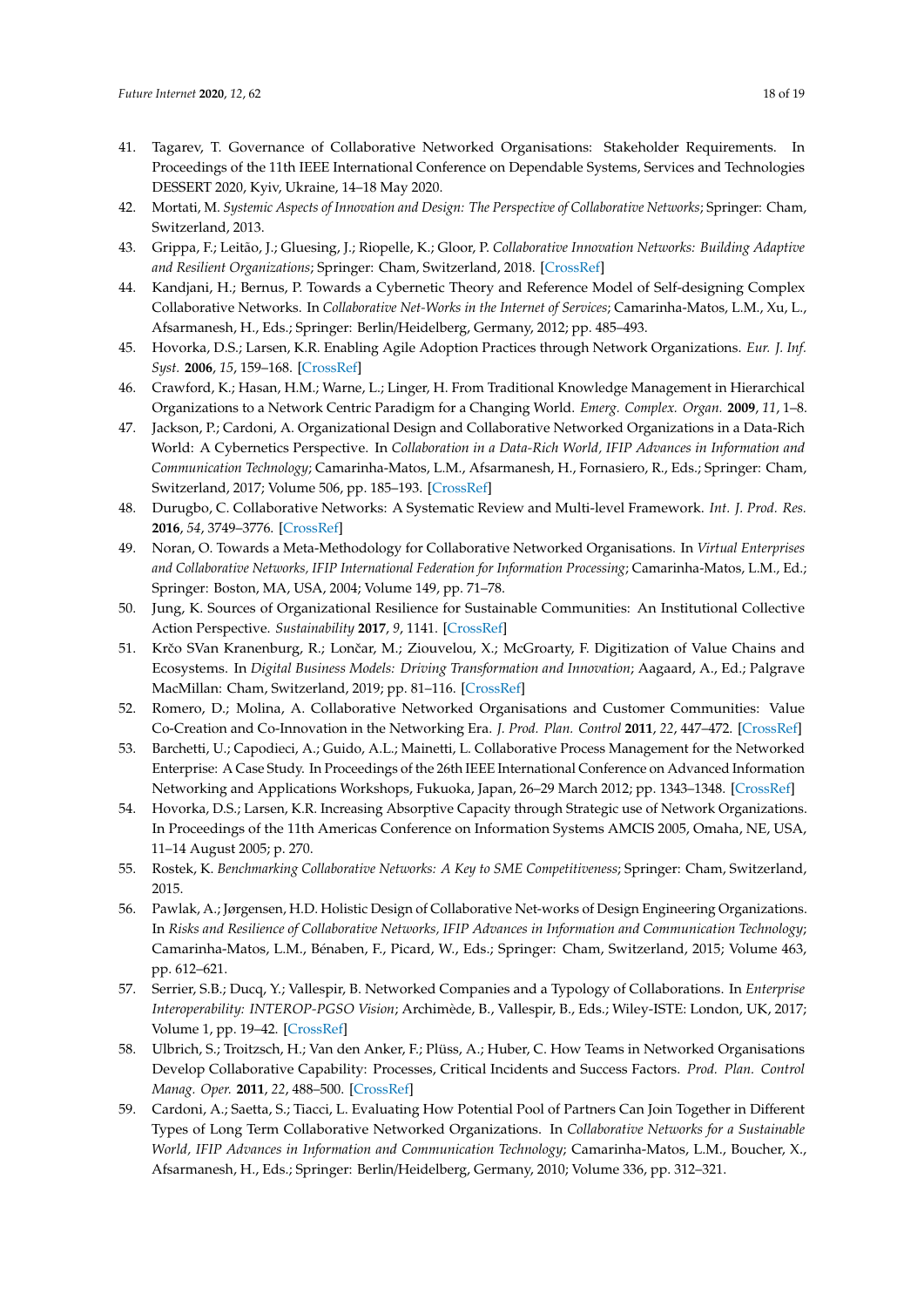41. Tagarev, T. Governance of Collaborative Networked Organisations: Stakeholder Requirements. In Proceedings of the 11th IEEE International Conference on Dependable Systems, Services and Technologies DESSERT 2020, Kyiv, Ukraine, 14–18 May 2020.
42. Mortati, M. *Systemic Aspects of Innovation and Design: The Perspective of Collaborative Networks*; Springer: Cham, Switzerland, 2013.
43. Grippa, F.; Leitão, J.; Gluesing, J.; Riopelle, K.; Gloor, P. *Collaborative Innovation Networks: Building Adaptive and Resilient Organizations*; Springer: Cham, Switzerland, 2018. [CrossRef]
44. Kandjani, H.; Bernus, P. Towards a Cybernetic Theory and Reference Model of Self-designing Complex Collaborative Networks. In *Collaborative Net-Works in the Internet of Services*; Camarinha-Matos, L.M., Xu, L., Afsarmanesh, H., Eds.; Springer: Berlin/Heidelberg, Germany, 2012; pp. 485–493.
45. Hovorka, D.S.; Larsen, K.R. Enabling Agile Adoption Practices through Network Organizations. *Eur. J. Inf. Syst.* **2006**, *15*, 159–168. [CrossRef]
46. Crawford, K.; Hasan, H.M.; Warne, L.; Linger, H. From Traditional Knowledge Management in Hierarchical Organizations to a Network Centric Paradigm for a Changing World. *Emerg. Complex. Organ.* **2009**, *11*, 1–8.
47. Jackson, P.; Cardoni, A. Organizational Design and Collaborative Networked Organizations in a Data-Rich World: A Cybernetics Perspective. In *Collaboration in a Data-Rich World, IFIP Advances in Information and Communication Technology*; Camarinha-Matos, L.M., Afsarmanesh, H., Fornasiero, R., Eds.; Springer: Cham, Switzerland, 2017; Volume 506, pp. 185–193. [CrossRef]
48. Durugbo, C. Collaborative Networks: A Systematic Review and Multi-level Framework. *Int. J. Prod. Res.* **2016**, *54*, 3749–3776. [CrossRef]
49. Noran, O. Towards a Meta-Methodology for Collaborative Networked Organisations. In *Virtual Enterprises and Collaborative Networks, IFIP International Federation for Information Processing*; Camarinha-Matos, L.M., Ed.; Springer: Boston, MA, USA, 2004; Volume 149, pp. 71–78.
50. Jung, K. Sources of Organizational Resilience for Sustainable Communities: An Institutional Collective Action Perspective. *Sustainability* **2017**, *9*, 1141. [CrossRef]
51. Krčo SVan Kranenburg, R.; Lončar, M.; Ziouvelou, X.; McGroarty, F. Digitization of Value Chains and Ecosystems. In *Digital Business Models: Driving Transformation and Innovation*; Aagaard, A., Ed.; Palgrave MacMillan: Cham, Switzerland, 2019; pp. 81–116. [CrossRef]
52. Romero, D.; Molina, A. Collaborative Networked Organisations and Customer Communities: Value Co-Creation and Co-Innovation in the Networking Era. *J. Prod. Plan. Control* **2011**, *22*, 447–472. [CrossRef]
53. Barchetti, U.; Capodieci, A.; Guido, A.L.; Mainetti, L. Collaborative Process Management for the Networked Enterprise: A Case Study. In Proceedings of the 26th IEEE International Conference on Advanced Information Networking and Applications Workshops, Fukuoka, Japan, 26–29 March 2012; pp. 1343–1348. [CrossRef]
54. Hovorka, D.S.; Larsen, K.R. Increasing Absorptive Capacity through Strategic use of Network Organizations. In Proceedings of the 11th Americas Conference on Information Systems AMCIS 2005, Omaha, NE, USA, 11–14 August 2005; p. 270.
55. Rostek, K. *Benchmarking Collaborative Networks: A Key to SME Competitiveness*; Springer: Cham, Switzerland, 2015.
56. Pawlak, A.; Jørgensen, H.D. Holistic Design of Collaborative Net-works of Design Engineering Organizations. In *Risks and Resilience of Collaborative Networks, IFIP Advances in Information and Communication Technology*; Camarinha-Matos, L.M., Bénaben, F., Picard, W., Eds.; Springer: Cham, Switzerland, 2015; Volume 463, pp. 612–621.
57. Serrier, S.B.; Ducq, Y.; Vallespir, B. Networked Companies and a Typology of Collaborations. In *Enterprise Interoperability: INTEROP-PGSO Vision*; Archimède, B., Vallespir, B., Eds.; Wiley-ISTE: London, UK, 2017; Volume 1, pp. 19–42. [CrossRef]
58. Ulbrich, S.; Troitzsch, H.; Van den Anker, F.; Plüss, A.; Huber, C. How Teams in Networked Organisations Develop Collaborative Capability: Processes, Critical Incidents and Success Factors. *Prod. Plan. Control Manag. Oper.* **2011**, *22*, 488–500. [CrossRef]
59. Cardoni, A.; Saetta, S.; Tiacci, L. Evaluating How Potential Pool of Partners Can Join Together in Different Types of Long Term Collaborative Networked Organizations. In *Collaborative Networks for a Sustainable World, IFIP Advances in Information and Communication Technology*; Camarinha-Matos, L.M., Boucher, X., Afsarmanesh, H., Eds.; Springer: Berlin/Heidelberg, Germany, 2010; Volume 336, pp. 312–321.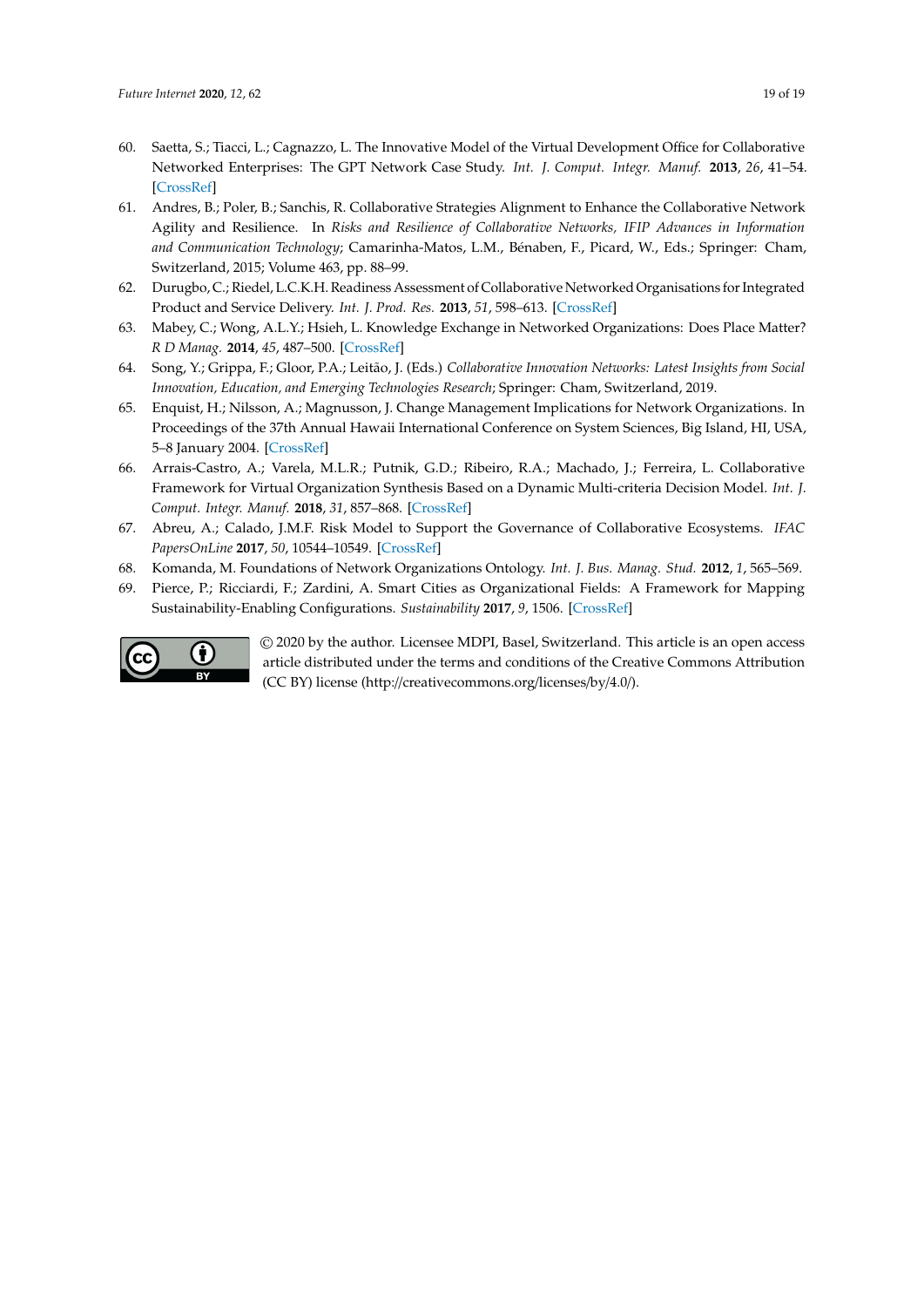60. Saetta, S.; Tiacci, L.; Cagnazzo, L. The Innovative Model of the Virtual Development Office for Collaborative Networked Enterprises: The GPT Network Case Study. *Int. J. Comput. Integr. Manuf.* **2013**, *26*, 41–54. [CrossRef]
61. Andres, B.; Poler, B.; Sanchis, R. Collaborative Strategies Alignment to Enhance the Collaborative Network Agility and Resilience. In *Risks and Resilience of Collaborative Networks, IFIP Advances in Information and Communication Technology*; Camarinha-Matos, L.M., Bénaben, F., Picard, W., Eds.; Springer: Cham, Switzerland, 2015; Volume 463, pp. 88–99.
62. Durugbo, C.; Riedel, L.C.K.H. Readiness Assessment of Collaborative Networked Organisations for Integrated Product and Service Delivery. *Int. J. Prod. Res.* **2013**, *51*, 598–613. [CrossRef]
63. Mabey, C.; Wong, A.L.Y.; Hsieh, L. Knowledge Exchange in Networked Organizations: Does Place Matter? *R D Manag.* **2014**, *45*, 487–500. [CrossRef]
64. Song, Y.; Grippa, F.; Gloor, P.A.; Leitão, J. (Eds.) *Collaborative Innovation Networks: Latest Insights from Social Innovation, Education, and Emerging Technologies Research*; Springer: Cham, Switzerland, 2019.
65. Enquist, H.; Nilsson, A.; Magnusson, J. Change Management Implications for Network Organizations. In Proceedings of the 37th Annual Hawaii International Conference on System Sciences, Big Island, HI, USA, 5–8 January 2004. [CrossRef]
66. Arrais-Castro, A.; Varela, M.L.R.; Putnik, G.D.; Ribeiro, R.A.; Machado, J.; Ferreira, L. Collaborative Framework for Virtual Organization Synthesis Based on a Dynamic Multi-criteria Decision Model. *Int. J. Comput. Integr. Manuf.* **2018**, *31*, 857–868. [CrossRef]
67. Abreu, A.; Calado, J.M.F. Risk Model to Support the Governance of Collaborative Ecosystems. *IFAC PapersOnLine* **2017**, *50*, 10544–10549. [CrossRef]
68. Komanda, M. Foundations of Network Organizations Ontology. *Int. J. Bus. Manag. Stud.* **2012**, *1*, 565–569.
69. Pierce, P.; Ricciardi, F.; Zardini, A. Smart Cities as Organizational Fields: A Framework for Mapping Sustainability-Enabling Configurations. *Sustainability* **2017**, *9*, 1506. [CrossRef]

© 2020 by the author. Licensee MDPI, Basel, Switzerland. This article is an open access article distributed under the terms and conditions of the Creative Commons Attribution (CC BY) license (http://creativecommons.org/licenses/by/4.0/).